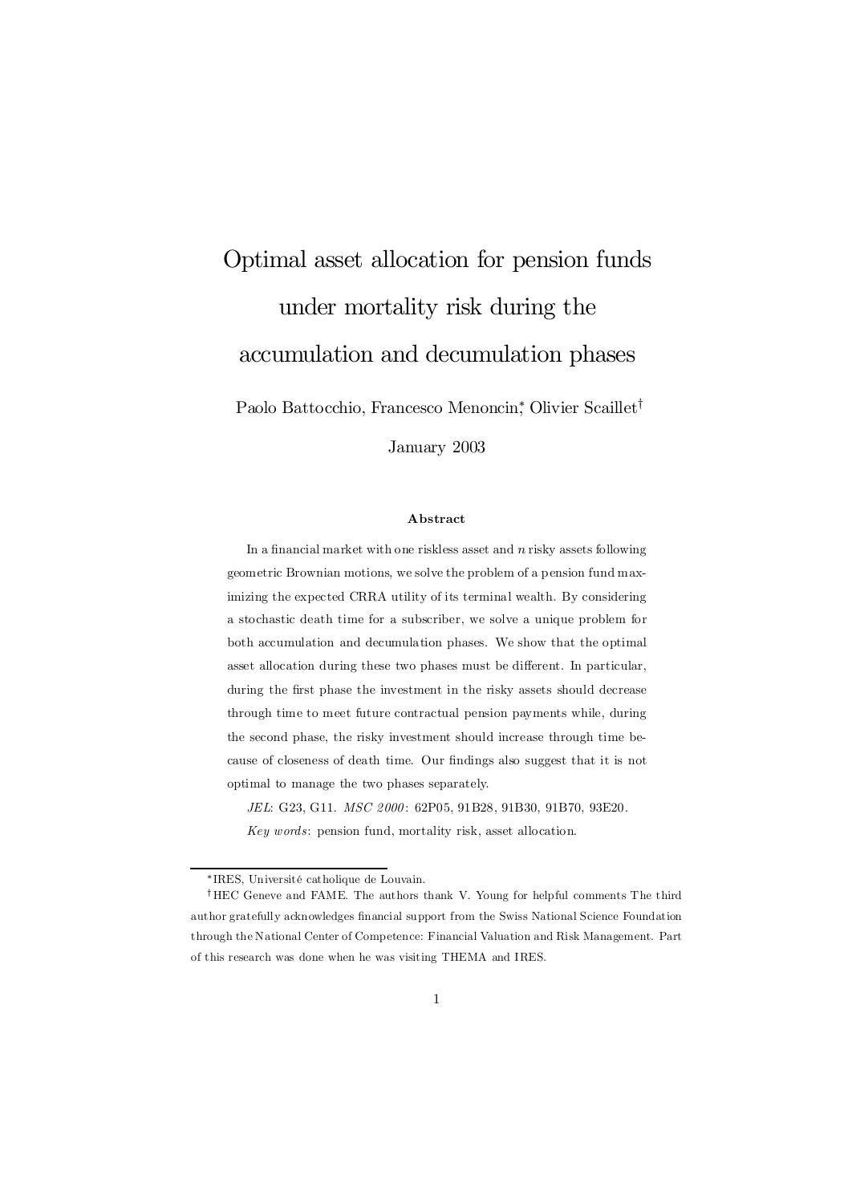# Optimal asset allocation for pension funds under mortality risk during the accumulation and decumulation phases

Paolo Battocchio, Francesco Menoncin[*], Olivier Scaillet[†]

January 2003

### Abstract

In a financial market with one riskless asset and $n$ risky assets following geometric Brownian motions, we solve the problem of a pension fund maximizing the expected CRRA utility of its terminal wealth. By considering a stochastic death time for a subscriber, we solve a unique problem for both accumulation and decumulation phases. We show that the optimal asset allocation during these two phases must be different. In particular, during the first phase the investment in the risky assets should decrease through time to meet future contractual pension payments while, during the second phase, the risky investment should increase through time because of closeness of death time. Our findings also suggest that it is not optimal to manage the two phases separately.

*JEL*: G23, G11. *MSC 2000*: 62P05, 91B28, 91B30, 91B70, 93E20.

*Key words*: pension fund, mortality risk, asset allocation.

---

[*] IRES, Université catholique de Louvain.

[†] HEC Geneve and FAME. The authors thank V. Young for helpful comments The third author gratefully acknowledges financial support from the Swiss National Science Foundation through the National Center of Competence: Financial Valuation and Risk Management. Part of this research was done when he was visiting THEMA and IRES.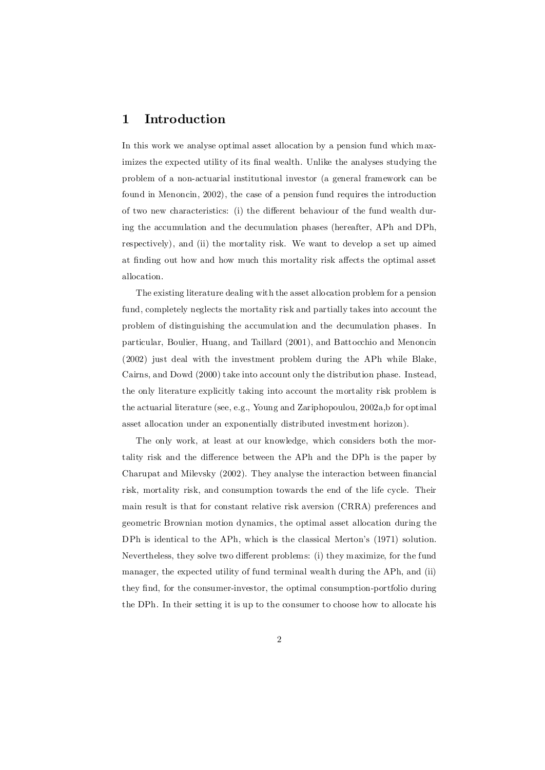# 1 Introduction

In this work we analyse optimal asset allocation by a pension fund which maximizes the expected utility of its final wealth. Unlike the analyses studying the problem of a non-actuarial institutional investor (a general framework can be found in Menoncin, 2002), the case of a pension fund requires the introduction of two new characteristics: (i) the different behaviour of the fund wealth during the accumulation and the decumulation phases (hereafter, APh and DPh, respectively), and (ii) the mortality risk. We want to develop a set up aimed at finding out how and how much this mortality risk affects the optimal asset allocation.

The existing literature dealing with the asset allocation problem for a pension fund, completely neglects the mortality risk and partially takes into account the problem of distinguishing the accumulation and the decumulation phases. In particular, Boulier, Huang, and Taillard (2001), and Battocchio and Menoncin (2002) just deal with the investment problem during the APh while Blake, Cairns, and Dowd (2000) take into account only the distribution phase. Instead, the only literature explicitly taking into account the mortality risk problem is the actuarial literature (see, e.g., Young and Zariphopoulou, 2002a,b for optimal asset allocation under an exponentially distributed investment horizon).

The only work, at least at our knowledge, which considers both the mortality risk and the difference between the APh and the DPh is the paper by Charupat and Milevsky (2002). They analyse the interaction between financial risk, mortality risk, and consumption towards the end of the life cycle. Their main result is that for constant relative risk aversion (CRRA) preferences and geometric Brownian motion dynamics, the optimal asset allocation during the DPh is identical to the APh, which is the classical Merton's (1971) solution. Nevertheless, they solve two different problems: (i) they maximize, for the fund manager, the expected utility of fund terminal wealth during the APh, and (ii) they find, for the consumer-investor, the optimal consumption-portfolio during the DPh. In their setting it is up to the consumer to choose how to allocate his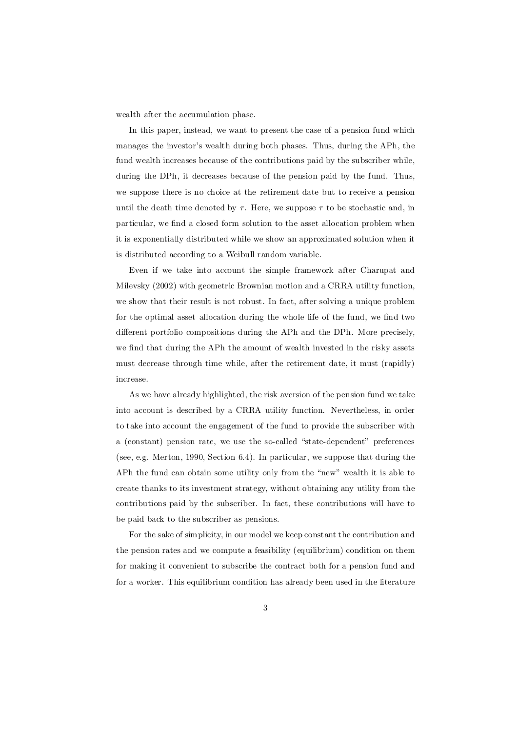wealth after the accumulation phase.

In this paper, instead, we want to present the case of a pension fund which manages the investor's wealth during both phases. Thus, during the APh, the fund wealth increases because of the contributions paid by the subscriber while, during the DPh, it decreases because of the pension paid by the fund. Thus, we suppose there is no choice at the retirement date but to receive a pension until the death time denoted by $\tau$. Here, we suppose $\tau$ to be stochastic and, in particular, we find a closed form solution to the asset allocation problem when it is exponentially distributed while we show an approximated solution when it is distributed according to a Weibull random variable.

Even if we take into account the simple framework after Charupat and Milevsky (2002) with geometric Brownian motion and a CRRA utility function, we show that their result is not robust. In fact, after solving a unique problem for the optimal asset allocation during the whole life of the fund, we find two different portfolio compositions during the APh and the DPh. More precisely, we find that during the APh the amount of wealth invested in the risky assets must decrease through time while, after the retirement date, it must (rapidly) increase.

As we have already highlighted, the risk aversion of the pension fund we take into account is described by a CRRA utility function. Nevertheless, in order to take into account the engagement of the fund to provide the subscriber with a (constant) pension rate, we use the so-called "state-dependent" preferences (see, e.g. Merton, 1990, Section 6.4). In particular, we suppose that during the APh the fund can obtain some utility only from the "new" wealth it is able to create thanks to its investment strategy, without obtaining any utility from the contributions paid by the subscriber. In fact, these contributions will have to be paid back to the subscriber as pensions.

For the sake of simplicity, in our model we keep constant the contribution and the pension rates and we compute a feasibility (equilibrium) condition on them for making it convenient to subscribe the contract both for a pension fund and for a worker. This equilibrium condition has already been used in the literature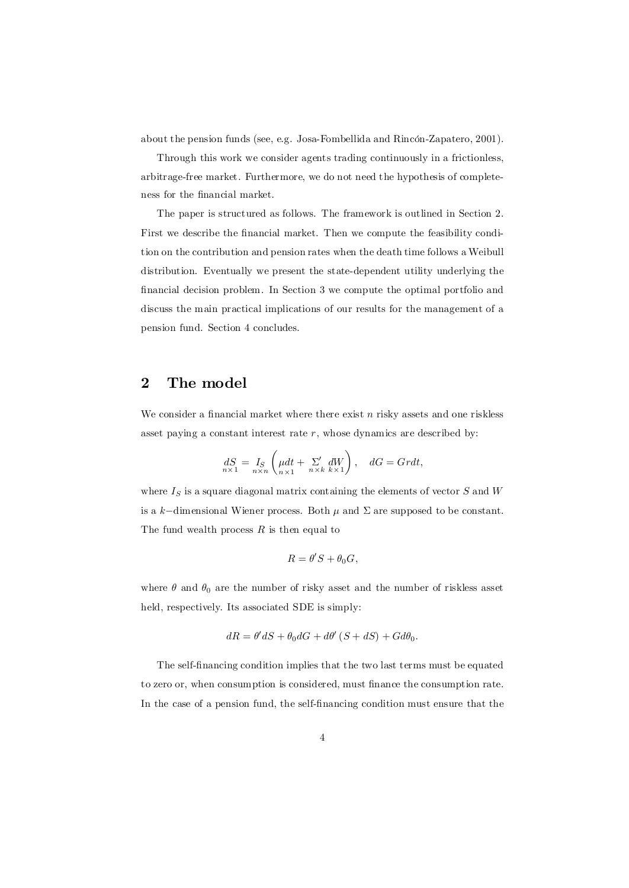about the pension funds (see, e.g. Josa-Fombellida and Rincón-Zapatero, 2001).

Through this work we consider agents trading continuously in a frictionless, arbitrage-free market. Furthermore, we do not need the hypothesis of completeness for the financial market.

The paper is structured as follows. The framework is outlined in Section 2. First we describe the financial market. Then we compute the feasibility condition on the contribution and pension rates when the death time follows a Weibull distribution. Eventually we present the state-dependent utility underlying the financial decision problem. In Section 3 we compute the optimal portfolio and discuss the main practical implications of our results for the management of a pension fund. Section 4 concludes.

## 2 The model

We consider a financial market where there exist $n$ risky assets and one riskless asset paying a constant interest rate $r$, whose dynamics are described by:

$$\underset{n\times 1}{dS} = \underset{n\times n}{I_S}\left(\underset{n\times 1}{\mu} dt + \underset{n\times k}{\Sigma'}\underset{k\times 1}{dW}\right), \quad dG = Grdt,$$

where $I_S$ is a square diagonal matrix containing the elements of vector $S$ and $W$ is a $k-$dimensional Wiener process. Both $\mu$ and $\Sigma$ are supposed to be constant. The fund wealth process $R$ is then equal to

$$R = \theta' S + \theta_0 G,$$

where $\theta$ and $\theta_0$ are the number of risky asset and the number of riskless asset held, respectively. Its associated SDE is simply:

$$dR = \theta' dS + \theta_0 dG + d\theta' (S + dS) + G d\theta_0.$$

The self-financing condition implies that the two last terms must be equated to zero or, when consumption is considered, must finance the consumption rate. In the case of a pension fund, the self-financing condition must ensure that the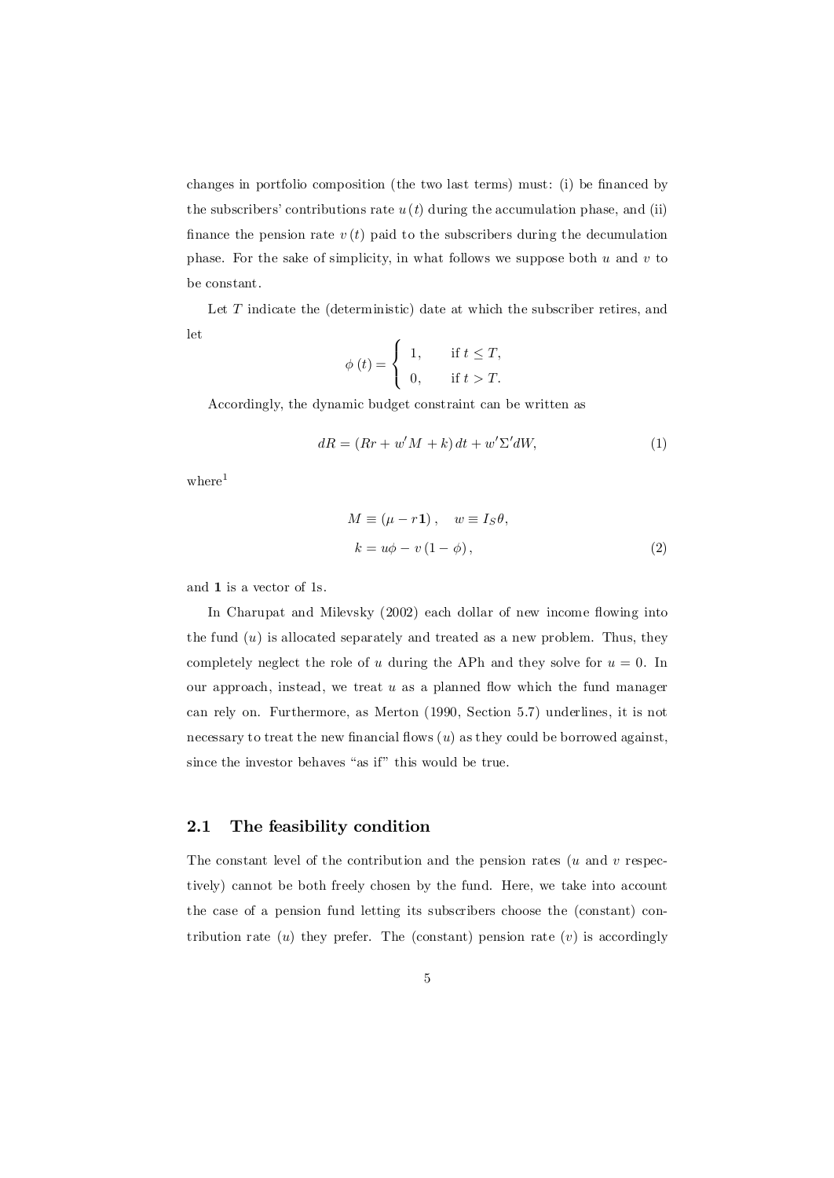changes in portfolio composition (the two last terms) must: (i) be financed by the subscribers' contributions rate $u(t)$ during the accumulation phase, and (ii) finance the pension rate $v(t)$ paid to the subscribers during the decumulation phase. For the sake of simplicity, in what follows we suppose both $u$ and $v$ to be constant.

Let $T$ indicate the (deterministic) date at which the subscriber retires, and let

$$\phi(t) = \begin{cases} 1, & \text{if } t \leq T, \\ 0, & \text{if } t > T. \end{cases}$$

Accordingly, the dynamic budget constraint can be written as

$$dR = (Rr + w'M + k)\,dt + w'\Sigma' dW, \tag{1}$$

where[1]

$$\begin{aligned} M &\equiv (\mu - r\mathbf{1}), \quad w \equiv I_S \theta, \\ k &= u\phi - v(1 - \phi), \end{aligned} \tag{2}$$

and $\mathbf{1}$ is a vector of 1s.

In Charupat and Milevsky (2002) each dollar of new income flowing into the fund ($u$) is allocated separately and treated as a new problem. Thus, they completely neglect the role of $u$ during the APh and they solve for $u = 0$. In our approach, instead, we treat $u$ as a planned flow which the fund manager can rely on. Furthermore, as Merton (1990, Section 5.7) underlines, it is not necessary to treat the new financial flows ($u$) as they could be borrowed against, since the investor behaves "as if" this would be true.

## 2.1 The feasibility condition

The constant level of the contribution and the pension rates ($u$ and $v$ respectively) cannot be both freely chosen by the fund. Here, we take into account the case of a pension fund letting its subscribers choose the (constant) contribution rate ($u$) they prefer. The (constant) pension rate ($v$) is accordingly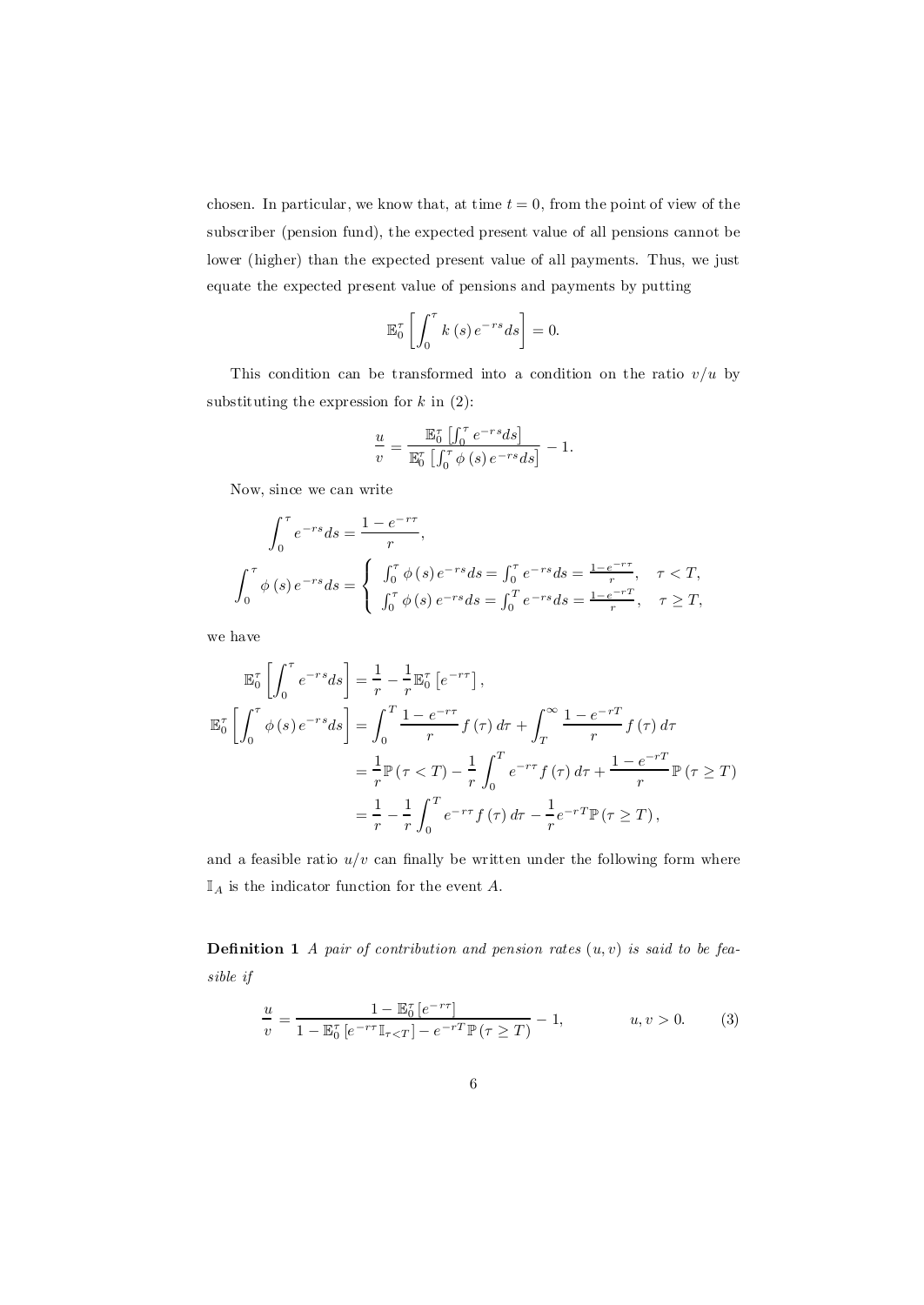chosen. In particular, we know that, at time $t = 0$, from the point of view of the subscriber (pension fund), the expected present value of all pensions cannot be lower (higher) than the expected present value of all payments. Thus, we just equate the expected present value of pensions and payments by putting

$$\mathbb{E}_0^\tau \left[ \int_0^\tau k(s) e^{-rs} ds \right] = 0.$$

This condition can be transformed into a condition on the ratio $v/u$ by substituting the expression for $k$ in (2):

$$\frac{u}{v} = \frac{\mathbb{E}_0^\tau \left[ \int_0^\tau e^{-rs} ds \right]}{\mathbb{E}_0^\tau \left[ \int_0^\tau \phi(s) e^{-rs} ds \right]} - 1.$$

Now, since we can write

$$\int_0^\tau e^{-rs} ds = \frac{1 - e^{-r\tau}}{r},$$

$$\int_0^\tau \phi(s) e^{-rs} ds = \begin{cases} \int_0^\tau \phi(s) e^{-rs} ds = \int_0^\tau e^{-rs} ds = \frac{1-e^{-r\tau}}{r}, & \tau < T, \\ \int_0^\tau \phi(s) e^{-rs} ds = \int_0^T e^{-rs} ds = \frac{1-e^{-rT}}{r}, & \tau \geq T, \end{cases}$$

we have

$$\mathbb{E}_0^\tau \left[ \int_0^\tau e^{-rs} ds \right] = \frac{1}{r} - \frac{1}{r} \mathbb{E}_0^\tau \left[ e^{-r\tau} \right],$$

$$\begin{aligned}
\mathbb{E}_0^\tau \left[ \int_0^\tau \phi(s) e^{-rs} ds \right] &= \int_0^T \frac{1 - e^{-r\tau}}{r} f(\tau) d\tau + \int_T^\infty \frac{1 - e^{-rT}}{r} f(\tau) d\tau \\
&= \frac{1}{r} \mathbb{P}(\tau < T) - \frac{1}{r} \int_0^T e^{-r\tau} f(\tau) d\tau + \frac{1 - e^{-rT}}{r} \mathbb{P}(\tau \geq T) \\
&= \frac{1}{r} - \frac{1}{r} \int_0^T e^{-r\tau} f(\tau) d\tau - \frac{1}{r} e^{-rT} \mathbb{P}(\tau \geq T),
\end{aligned}$$

and a feasible ratio $u/v$ can finally be written under the following form where $\mathbb{I}_A$ is the indicator function for the event $A$.

**Definition 1** *A pair of contribution and pension rates $(u, v)$ is said to be feasible if*

$$\frac{u}{v} = \frac{1 - \mathbb{E}_0^\tau \left[ e^{-r\tau} \right]}{1 - \mathbb{E}_0^\tau \left[ e^{-r\tau} \mathbb{I}_{\tau < T} \right] - e^{-rT} \mathbb{P}(\tau \geq T)} - 1, \qquad u, v > 0. \tag{3}$$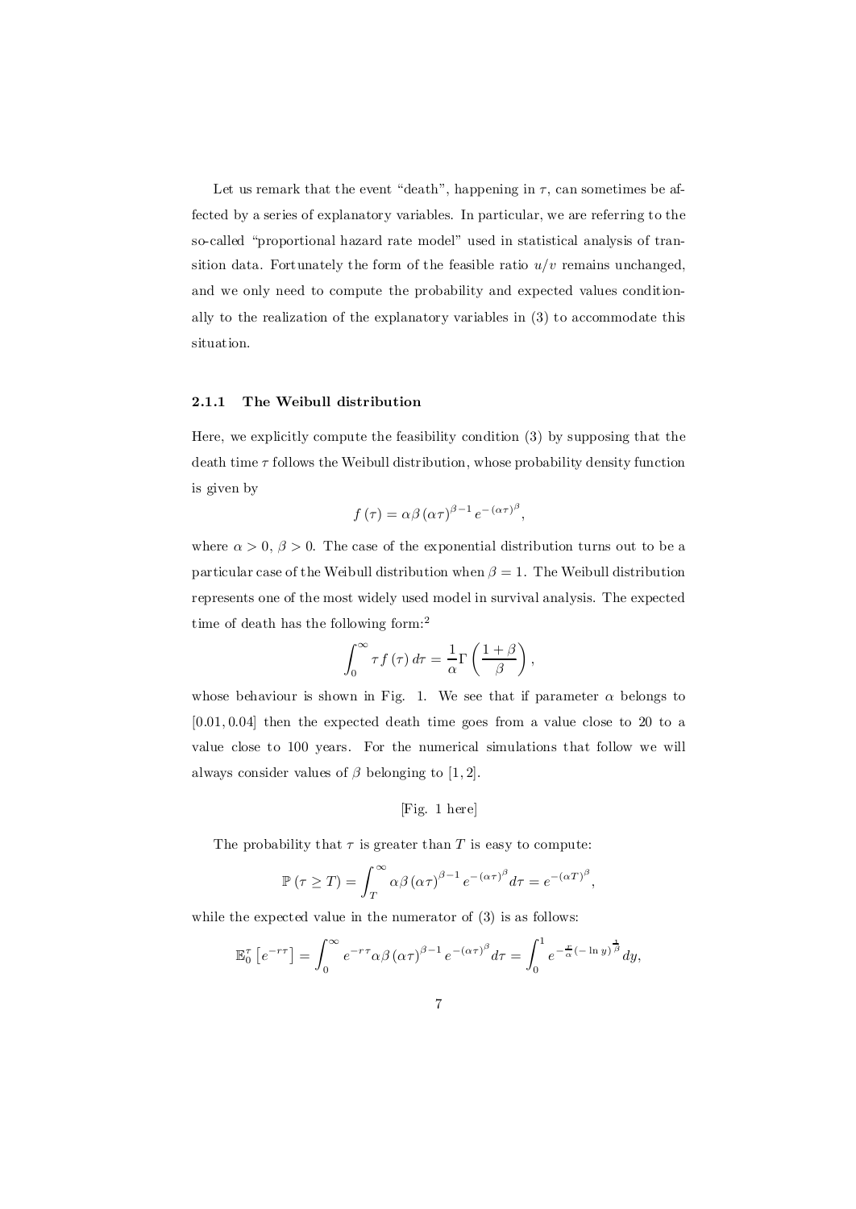Let us remark that the event "death", happening in $\tau$, can sometimes be affected by a series of explanatory variables. In particular, we are referring to the so-called "proportional hazard rate model" used in statistical analysis of transition data. Fortunately the form of the feasible ratio $u/v$ remains unchanged, and we only need to compute the probability and expected values conditionally to the realization of the explanatory variables in (3) to accommodate this situation.

### 2.1.1 The Weibull distribution

Here, we explicitly compute the feasibility condition (3) by supposing that the death time $\tau$ follows the Weibull distribution, whose probability density function is given by

$$f(\tau) = \alpha\beta (\alpha\tau)^{\beta-1} e^{-(\alpha\tau)^{\beta}},$$

where $\alpha > 0$, $\beta > 0$. The case of the exponential distribution turns out to be a particular case of the Weibull distribution when $\beta = 1$. The Weibull distribution represents one of the most widely used model in survival analysis. The expected time of death has the following form:[2]

$$\int_0^{\infty} \tau f(\tau)\, d\tau = \frac{1}{\alpha}\Gamma\left(\frac{1+\beta}{\beta}\right),$$

whose behaviour is shown in Fig. 1. We see that if parameter $\alpha$ belongs to $[0.01, 0.04]$ then the expected death time goes from a value close to 20 to a value close to 100 years. For the numerical simulations that follow we will always consider values of $\beta$ belonging to $[1, 2]$.

[Fig. 1 here]

The probability that $\tau$ is greater than $T$ is easy to compute:

$$\mathbb{P}(\tau \geq T) = \int_T^{\infty} \alpha\beta (\alpha\tau)^{\beta-1} e^{-(\alpha\tau)^{\beta}} d\tau = e^{-(\alpha T)^{\beta}},$$

while the expected value in the numerator of (3) is as follows:

$$\mathbb{E}_0^{\tau}\left[e^{-r\tau}\right] = \int_0^{\infty} e^{-r\tau}\alpha\beta (\alpha\tau)^{\beta-1} e^{-(\alpha\tau)^{\beta}} d\tau = \int_0^1 e^{-\frac{r}{\alpha}(-\ln y)^{\frac{1}{\beta}}} dy,$$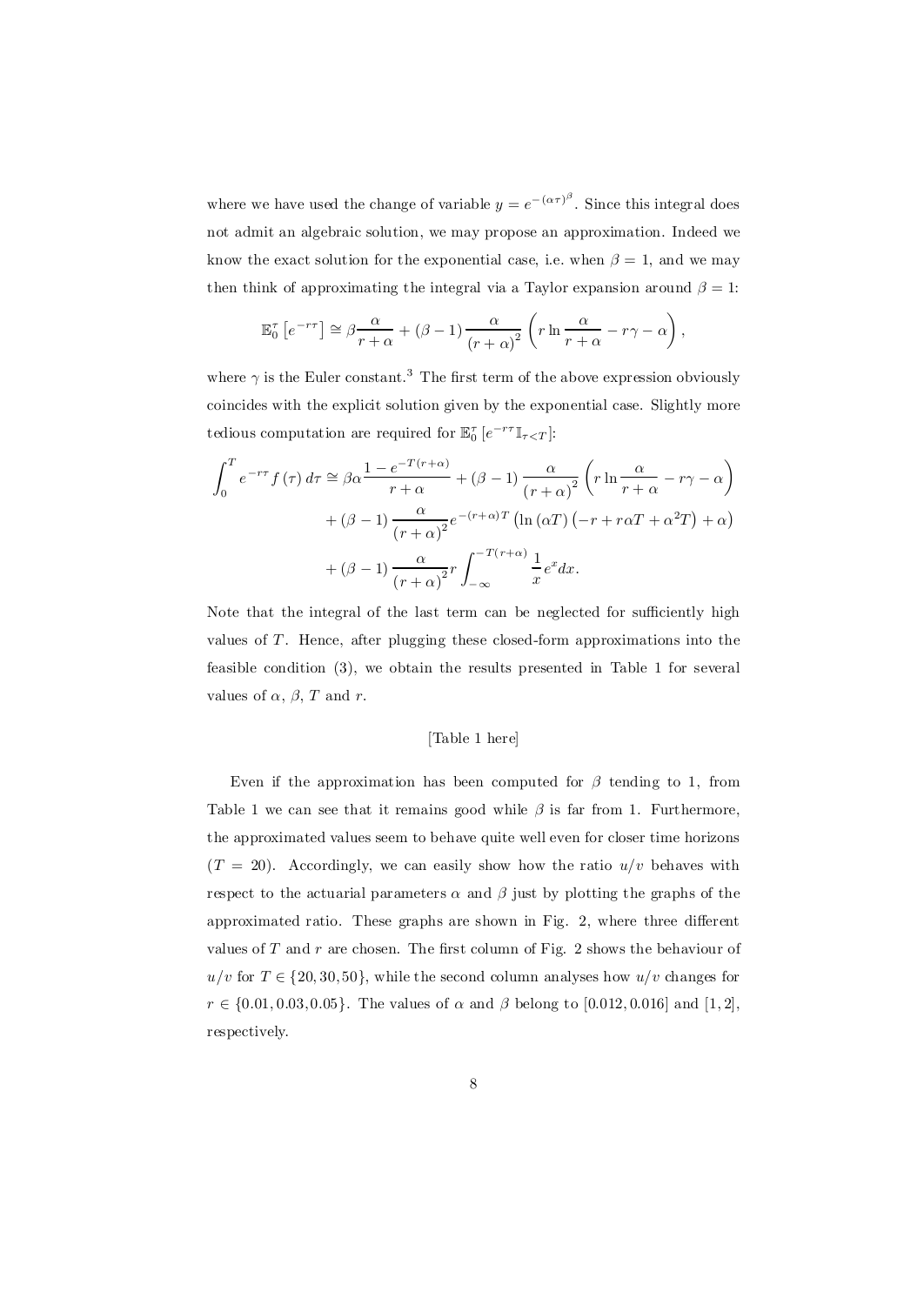where we have used the change of variable $y = e^{-(\alpha\tau)^\beta}$. Since this integral does not admit an algebraic solution, we may propose an approximation. Indeed we know the exact solution for the exponential case, i.e. when $\beta = 1$, and we may then think of approximating the integral via a Taylor expansion around $\beta = 1$:

$$\mathbb{E}_0^\tau \left[e^{-r\tau}\right] \cong \beta \frac{\alpha}{r+\alpha} + (\beta - 1) \frac{\alpha}{(r+\alpha)^2} \left( r \ln \frac{\alpha}{r+\alpha} - r\gamma - \alpha \right),$$

where $\gamma$ is the Euler constant.[3] The first term of the above expression obviously coincides with the explicit solution given by the exponential case. Slightly more tedious computation are required for $\mathbb{E}_0^\tau \left[e^{-r\tau} \mathbb{I}_{\tau < T}\right]$:

$$\begin{aligned}
\int_0^T e^{-r\tau} f(\tau)\, d\tau \cong\ & \beta\alpha \frac{1 - e^{-T(r+\alpha)}}{r+\alpha} + (\beta - 1) \frac{\alpha}{(r+\alpha)^2} \left( r \ln \frac{\alpha}{r+\alpha} - r\gamma - \alpha \right) \\
& + (\beta - 1) \frac{\alpha}{(r+\alpha)^2} e^{-(r+\alpha)T} \left( \ln(\alpha T) \left( -r + r\alpha T + \alpha^2 T \right) + \alpha \right) \\
& + (\beta - 1) \frac{\alpha}{(r+\alpha)^2} r \int_{-\infty}^{-T(r+\alpha)} \frac{1}{x} e^x dx.
\end{aligned}$$

Note that the integral of the last term can be neglected for sufficiently high values of $T$. Hence, after plugging these closed-form approximations into the feasible condition (3), we obtain the results presented in Table 1 for several values of $\alpha$, $\beta$, $T$ and $r$.

[Table 1 here]

Even if the approximation has been computed for $\beta$ tending to 1, from Table 1 we can see that it remains good while $\beta$ is far from 1. Furthermore, the approximated values seem to behave quite well even for closer time horizons ($T = 20$). Accordingly, we can easily show how the ratio $u/v$ behaves with respect to the actuarial parameters $\alpha$ and $\beta$ just by plotting the graphs of the approximated ratio. These graphs are shown in Fig. 2, where three different values of $T$ and $r$ are chosen. The first column of Fig. 2 shows the behaviour of $u/v$ for $T \in \{20, 30, 50\}$, while the second column analyses how $u/v$ changes for $r \in \{0.01, 0.03, 0.05\}$. The values of $\alpha$ and $\beta$ belong to $[0.012, 0.016]$ and $[1, 2]$, respectively.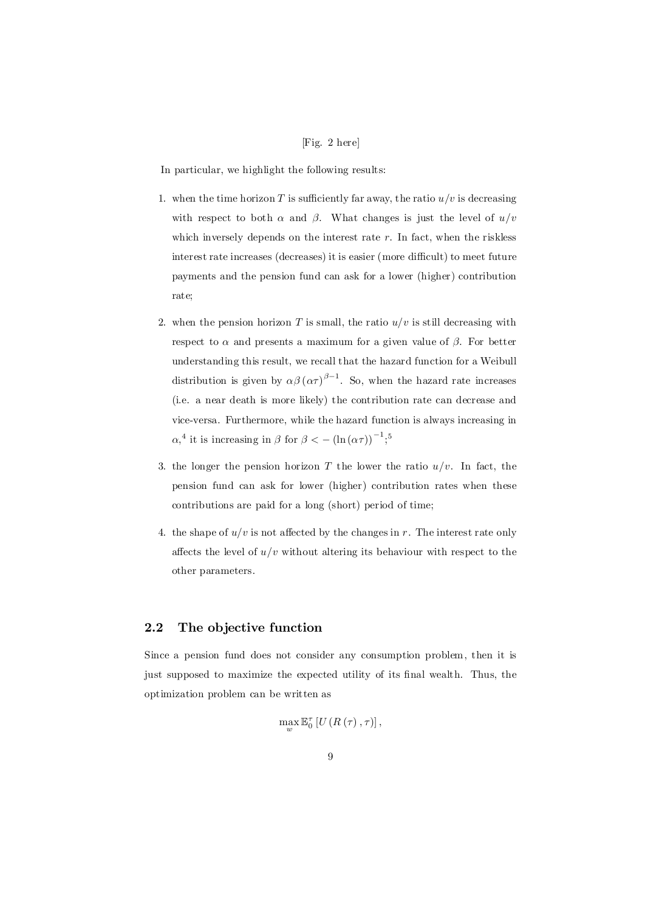[Fig. 2 here]

In particular, we highlight the following results:

1. when the time horizon $T$ is sufficiently far away, the ratio $u/v$ is decreasing with respect to both $\alpha$ and $\beta$. What changes is just the level of $u/v$ which inversely depends on the interest rate $r$. In fact, when the riskless interest rate increases (decreases) it is easier (more difficult) to meet future payments and the pension fund can ask for a lower (higher) contribution rate;

2. when the pension horizon $T$ is small, the ratio $u/v$ is still decreasing with respect to $\alpha$ and presents a maximum for a given value of $\beta$. For better understanding this result, we recall that the hazard function for a Weibull distribution is given by $\alpha\beta\left(\alpha\tau\right)^{\beta-1}$. So, when the hazard rate increases (i.e. a near death is more likely) the contribution rate can decrease and vice-versa. Furthermore, while the hazard function is always increasing in $\alpha$,[4] it is increasing in $\beta$ for $\beta < -\left(\ln\left(\alpha\tau\right)\right)^{-1}$;[5]

3. the longer the pension horizon $T$ the lower the ratio $u/v$. In fact, the pension fund can ask for lower (higher) contribution rates when these contributions are paid for a long (short) period of time;

4. the shape of $u/v$ is not affected by the changes in $r$. The interest rate only affects the level of $u/v$ without altering its behaviour with respect to the other parameters.

## 2.2 The objective function

Since a pension fund does not consider any consumption problem, then it is just supposed to maximize the expected utility of its final wealth. Thus, the optimization problem can be written as

$$\max_{w} \mathbb{E}_0^{\tau}\left[U\left(R\left(\tau\right),\tau\right)\right],$$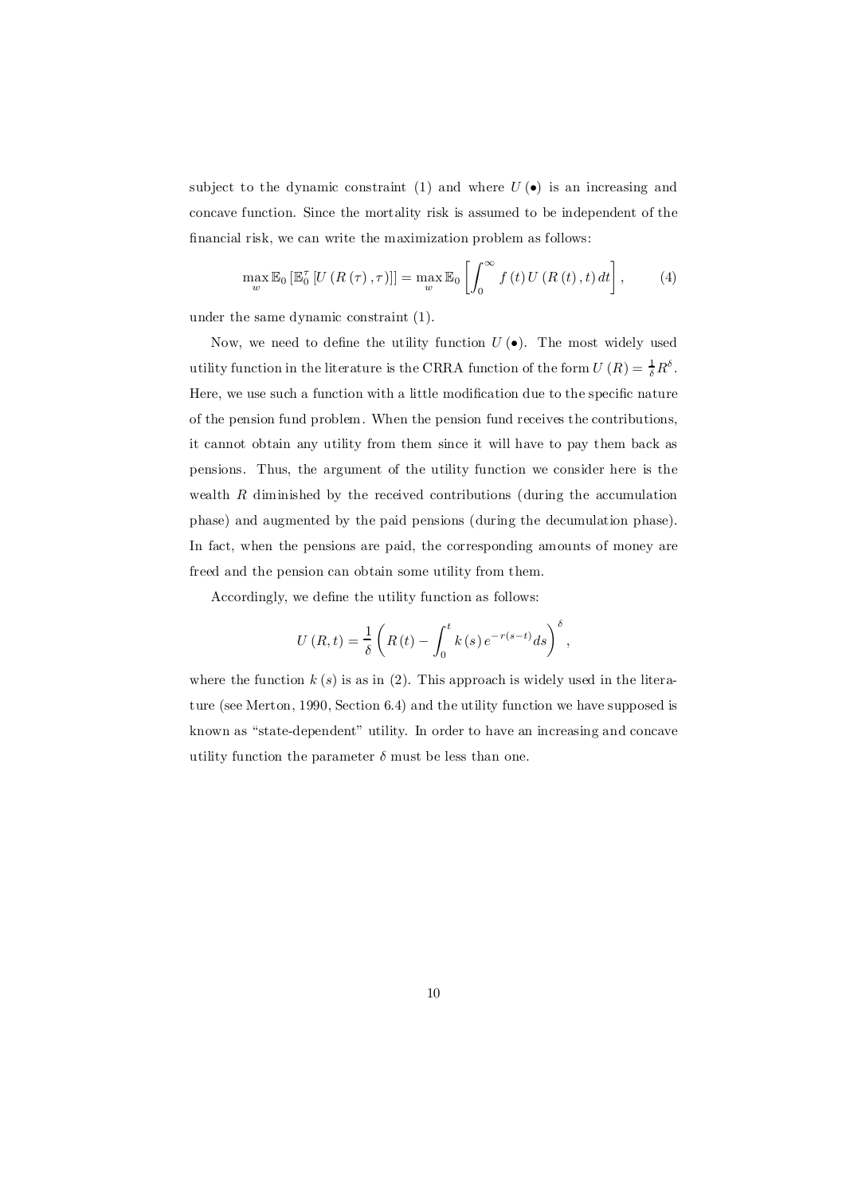subject to the dynamic constraint (1) and where $U(\bullet)$ is an increasing and concave function. Since the mortality risk is assumed to be independent of the financial risk, we can write the maximization problem as follows:

$$\max_{w} \mathbb{E}_0 \left[ \mathbb{E}_0^{\tau} \left[ U \left( R(\tau), \tau \right) \right] \right] = \max_{w} \mathbb{E}_0 \left[ \int_0^{\infty} f(t) \, U \left( R(t), t \right) dt \right], \tag{4}$$

under the same dynamic constraint (1).

Now, we need to define the utility function $U(\bullet)$. The most widely used utility function in the literature is the CRRA function of the form $U(R) = \frac{1}{\delta} R^{\delta}$. Here, we use such a function with a little modification due to the specific nature of the pension fund problem. When the pension fund receives the contributions, it cannot obtain any utility from them since it will have to pay them back as pensions. Thus, the argument of the utility function we consider here is the wealth $R$ diminished by the received contributions (during the accumulation phase) and augmented by the paid pensions (during the decumulation phase). In fact, when the pensions are paid, the corresponding amounts of money are freed and the pension can obtain some utility from them.

Accordingly, we define the utility function as follows:

$$U(R, t) = \frac{1}{\delta} \left( R(t) - \int_0^t k(s) \, e^{-r(s-t)} ds \right)^{\delta},$$

where the function $k(s)$ is as in (2). This approach is widely used in the literature (see Merton, 1990, Section 6.4) and the utility function we have supposed is known as "state-dependent" utility. In order to have an increasing and concave utility function the parameter $\delta$ must be less than one.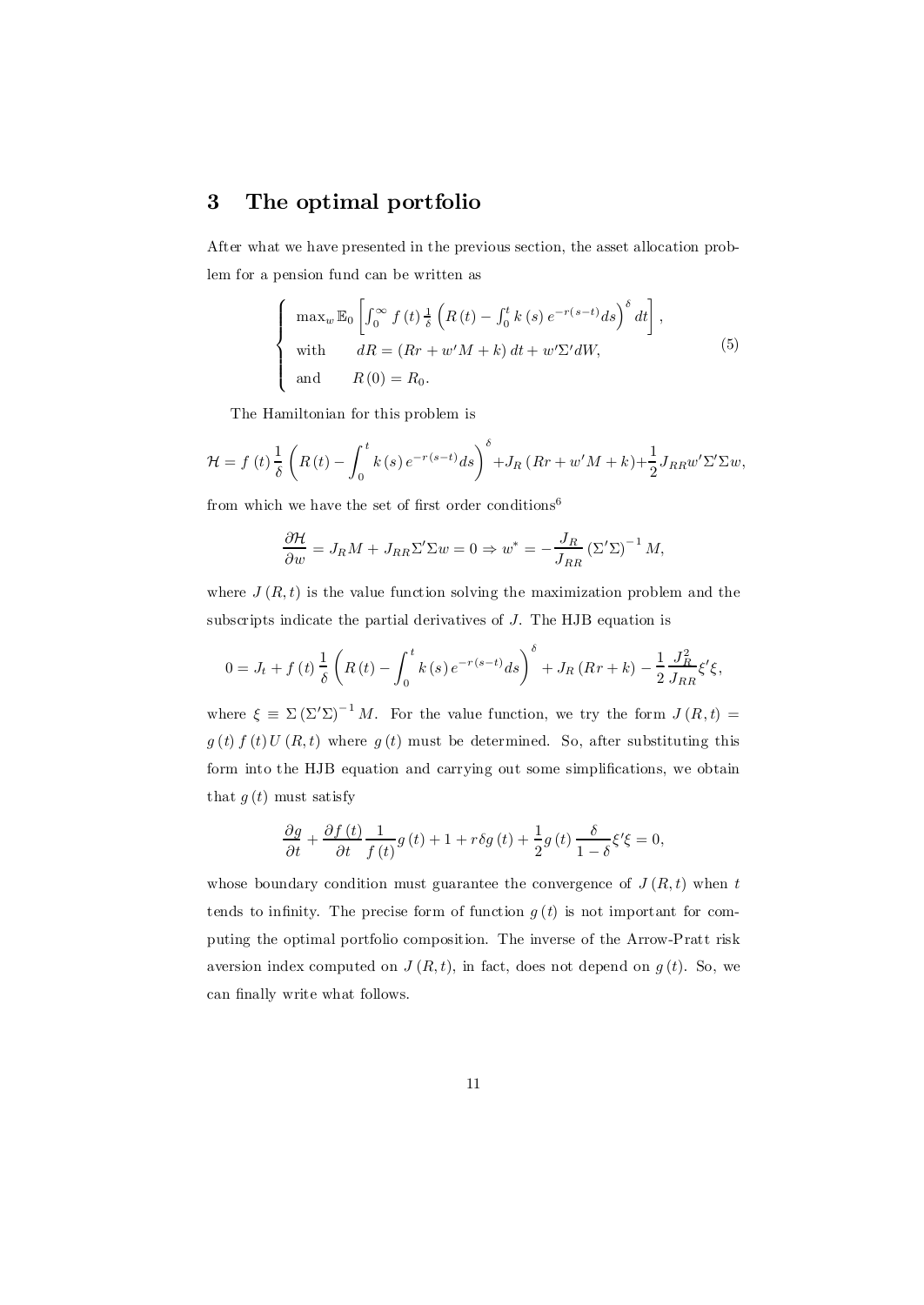## 3 The optimal portfolio

After what we have presented in the previous section, the asset allocation problem for a pension fund can be written as

$$
\begin{cases}
\max_w \mathbb{E}_0 \left[ \int_0^\infty f(t) \frac{1}{\delta} \left( R(t) - \int_0^t k(s) e^{-r(s-t)} ds \right)^\delta dt \right], \\
\text{with} \qquad dR = (Rr + w'M + k)\, dt + w'\Sigma' dW, \\
\text{and} \qquad R(0) = R_0.
\end{cases}
\tag{5}
$$

The Hamiltonian for this problem is

$$
\mathcal{H} = f(t) \frac{1}{\delta} \left( R(t) - \int_0^t k(s) e^{-r(s-t)} ds \right)^\delta + J_R (Rr + w'M + k) + \frac{1}{2} J_{RR} w' \Sigma' \Sigma w,
$$

from which we have the set of first order conditions[6]

$$
\frac{\partial \mathcal{H}}{\partial w} = J_R M + J_{RR} \Sigma' \Sigma w = 0 \Rightarrow w^* = -\frac{J_R}{J_{RR}} (\Sigma' \Sigma)^{-1} M,
$$

where $J(R,t)$ is the value function solving the maximization problem and the subscripts indicate the partial derivatives of $J$. The HJB equation is

$$
0 = J_t + f(t) \frac{1}{\delta} \left( R(t) - \int_0^t k(s) e^{-r(s-t)} ds \right)^\delta + J_R (Rr + k) - \frac{1}{2} \frac{J_R^2}{J_{RR}} \xi' \xi,
$$

where $\xi \equiv \Sigma (\Sigma' \Sigma)^{-1} M$. For the value function, we try the form $J(R,t) = g(t) f(t) U(R,t)$ where $g(t)$ must be determined. So, after substituting this form into the HJB equation and carrying out some simplifications, we obtain that $g(t)$ must satisfy

$$
\frac{\partial g}{\partial t} + \frac{\partial f(t)}{\partial t} \frac{1}{f(t)} g(t) + 1 + r\delta g(t) + \frac{1}{2} g(t) \frac{\delta}{1-\delta} \xi' \xi = 0,
$$

whose boundary condition must guarantee the convergence of $J(R,t)$ when $t$ tends to infinity. The precise form of function $g(t)$ is not important for computing the optimal portfolio composition. The inverse of the Arrow-Pratt risk aversion index computed on $J(R,t)$, in fact, does not depend on $g(t)$. So, we can finally write what follows.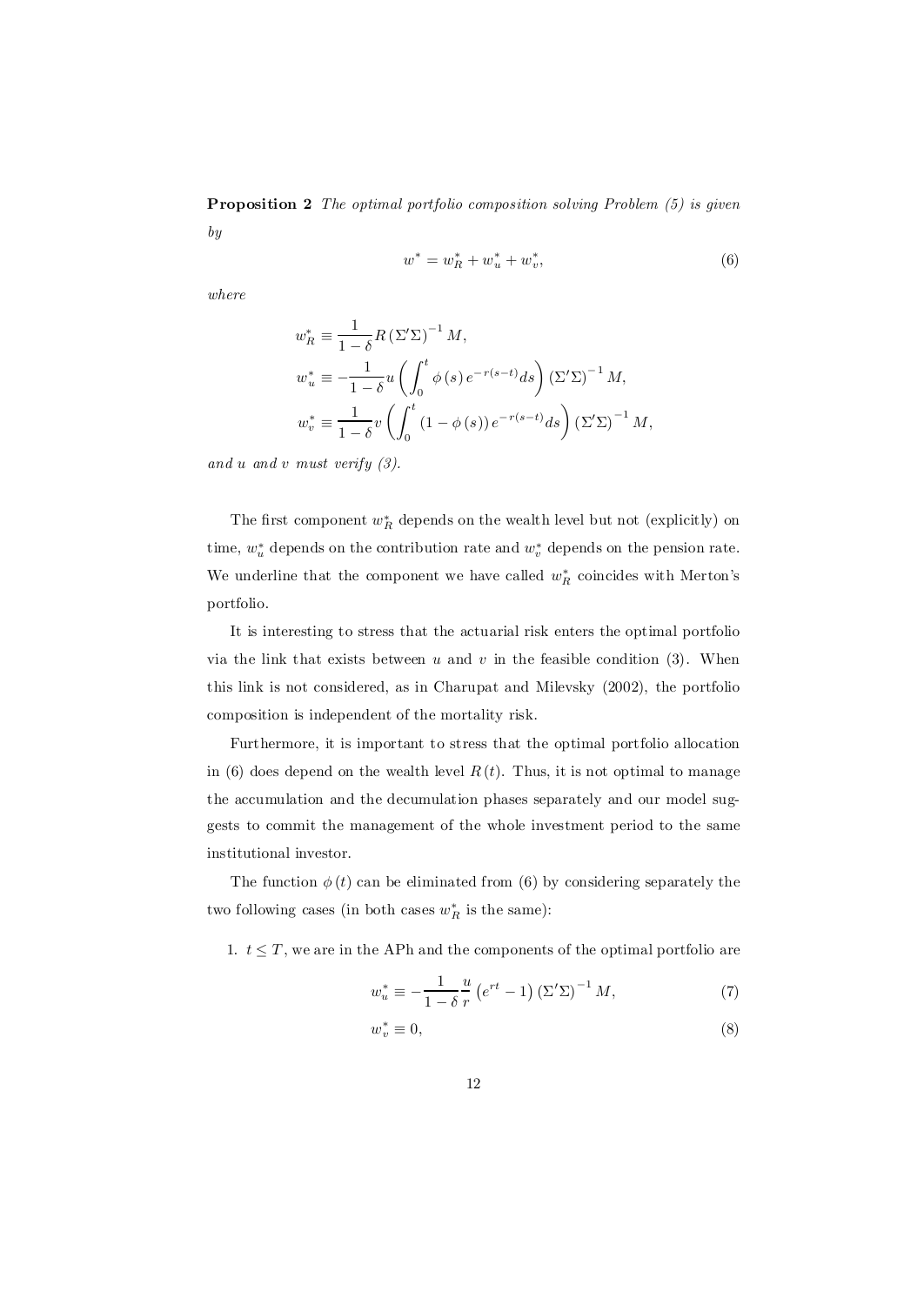**Proposition 2** *The optimal portfolio composition solving Problem (5) is given by*

$$w^* = w_R^* + w_u^* + w_v^*, \tag{6}$$

*where*

$$\begin{aligned}
w_R^* &\equiv \frac{1}{1-\delta} R \left(\Sigma'\Sigma\right)^{-1} M, \\
w_u^* &\equiv -\frac{1}{1-\delta} u \left( \int_0^t \phi(s) e^{-r(s-t)} ds \right) \left(\Sigma'\Sigma\right)^{-1} M, \\
w_v^* &\equiv \frac{1}{1-\delta} v \left( \int_0^t (1-\phi(s)) e^{-r(s-t)} ds \right) \left(\Sigma'\Sigma\right)^{-1} M,
\end{aligned}$$

*and $u$ and $v$ must verify (3).*

The first component $w_R^*$ depends on the wealth level but not (explicitly) on time, $w_u^*$ depends on the contribution rate and $w_v^*$ depends on the pension rate. We underline that the component we have called $w_R^*$ coincides with Merton's portfolio.

It is interesting to stress that the actuarial risk enters the optimal portfolio via the link that exists between $u$ and $v$ in the feasible condition (3). When this link is not considered, as in Charupat and Milevsky (2002), the portfolio composition is independent of the mortality risk.

Furthermore, it is important to stress that the optimal portfolio allocation in (6) does depend on the wealth level $R(t)$. Thus, it is not optimal to manage the accumulation and the decumulation phases separately and our model suggests to commit the management of the whole investment period to the same institutional investor.

The function $\phi(t)$ can be eliminated from (6) by considering separately the two following cases (in both cases $w_R^*$ is the same):

1. $t \le T$, we are in the APh and the components of the optimal portfolio are

$$w_u^* \equiv -\frac{1}{1-\delta} \frac{u}{r} \left(e^{rt} - 1\right) \left(\Sigma'\Sigma\right)^{-1} M, \tag{7}$$

$$w_v^* \equiv 0, \tag{8}$$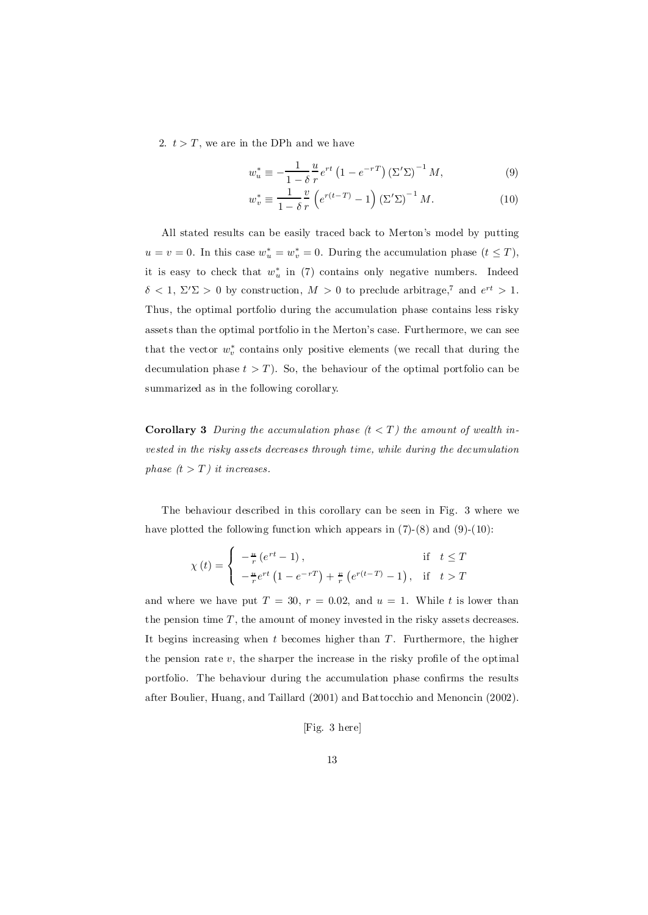2. $t > T$, we are in the DPh and we have

$$w_u^* \equiv -\frac{1}{1-\delta}\frac{u}{r}e^{rt}\left(1-e^{-rT}\right)\left(\Sigma'\Sigma\right)^{-1}M, \tag{9}$$

$$w_v^* \equiv \frac{1}{1-\delta}\frac{v}{r}\left(e^{r(t-T)}-1\right)\left(\Sigma'\Sigma\right)^{-1}M. \tag{10}$$

All stated results can be easily traced back to Merton's model by putting $u = v = 0$. In this case $w_u^* = w_v^* = 0$. During the accumulation phase ($t \leq T$), it is easy to check that $w_u^*$ in (7) contains only negative numbers. Indeed $\delta < 1$, $\Sigma'\Sigma > 0$ by construction, $M > 0$ to preclude arbitrage,[7] and $e^{rt} > 1$. Thus, the optimal portfolio during the accumulation phase contains less risky assets than the optimal portfolio in the Merton's case. Furthermore, we can see that the vector $w_v^*$ contains only positive elements (we recall that during the decumulation phase $t > T$). So, the behaviour of the optimal portfolio can be summarized as in the following corollary.

**Corollary 3** *During the accumulation phase ($t < T$) the amount of wealth invested in the risky assets decreases through time, while during the decumulation phase ($t > T$) it increases.*

The behaviour described in this corollary can be seen in Fig. 3 where we have plotted the following function which appears in (7)-(8) and (9)-(10):

$$\chi(t) = \begin{cases} -\frac{u}{r}\left(e^{rt}-1\right), & \text{if} \quad t \leq T \\ -\frac{u}{r}e^{rt}\left(1-e^{-rT}\right)+\frac{v}{r}\left(e^{r(t-T)}-1\right), & \text{if} \quad t > T \end{cases}$$

and where we have put $T = 30$, $r = 0.02$, and $u = 1$. While $t$ is lower than the pension time $T$, the amount of money invested in the risky assets decreases. It begins increasing when $t$ becomes higher than $T$. Furthermore, the higher the pension rate $v$, the sharper the increase in the risky profile of the optimal portfolio. The behaviour during the accumulation phase confirms the results after Boulier, Huang, and Taillard (2001) and Battocchio and Menoncin (2002).

[Fig. 3 here]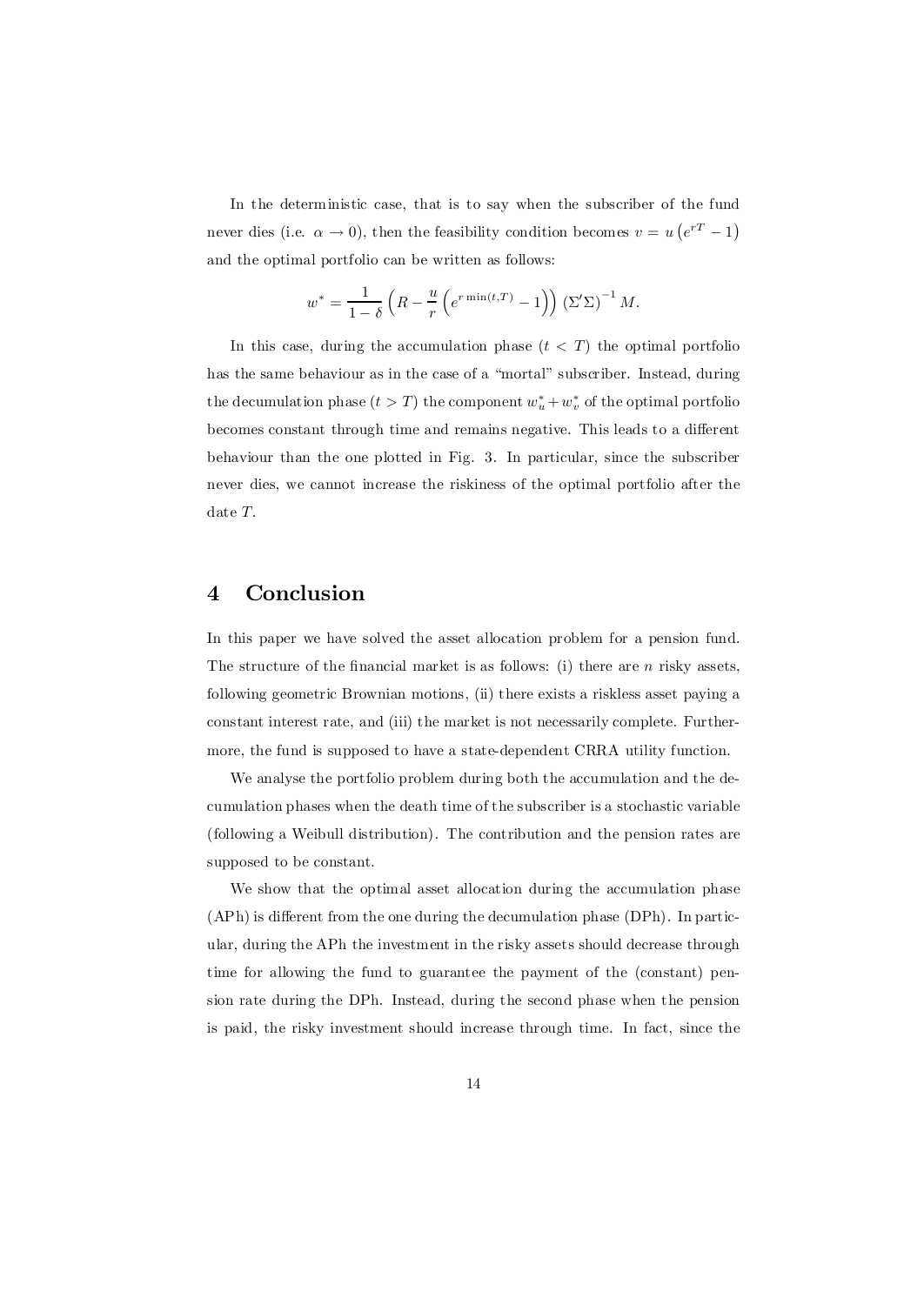In the deterministic case, that is to say when the subscriber of the fund never dies (i.e. $\alpha \to 0$), then the feasibility condition becomes $v = u\left(e^{rT} - 1\right)$ and the optimal portfolio can be written as follows:

$$w^* = \frac{1}{1-\delta}\left(R - \frac{u}{r}\left(e^{r\min(t,T)} - 1\right)\right)\left(\Sigma'\Sigma\right)^{-1} M.$$

In this case, during the accumulation phase ($t < T$) the optimal portfolio has the same behaviour as in the case of a "mortal" subscriber. Instead, during the decumulation phase ($t > T$) the component $w_u^* + w_v^*$ of the optimal portfolio becomes constant through time and remains negative. This leads to a different behaviour than the one plotted in Fig. 3. In particular, since the subscriber never dies, we cannot increase the riskiness of the optimal portfolio after the date $T$.

## 4 Conclusion

In this paper we have solved the asset allocation problem for a pension fund. The structure of the financial market is as follows: (i) there are $n$ risky assets, following geometric Brownian motions, (ii) there exists a riskless asset paying a constant interest rate, and (iii) the market is not necessarily complete. Furthermore, the fund is supposed to have a state-dependent CRRA utility function.

We analyse the portfolio problem during both the accumulation and the decumulation phases when the death time of the subscriber is a stochastic variable (following a Weibull distribution). The contribution and the pension rates are supposed to be constant.

We show that the optimal asset allocation during the accumulation phase (APh) is different from the one during the decumulation phase (DPh). In particular, during the APh the investment in the risky assets should decrease through time for allowing the fund to guarantee the payment of the (constant) pension rate during the DPh. Instead, during the second phase when the pension is paid, the risky investment should increase through time. In fact, since the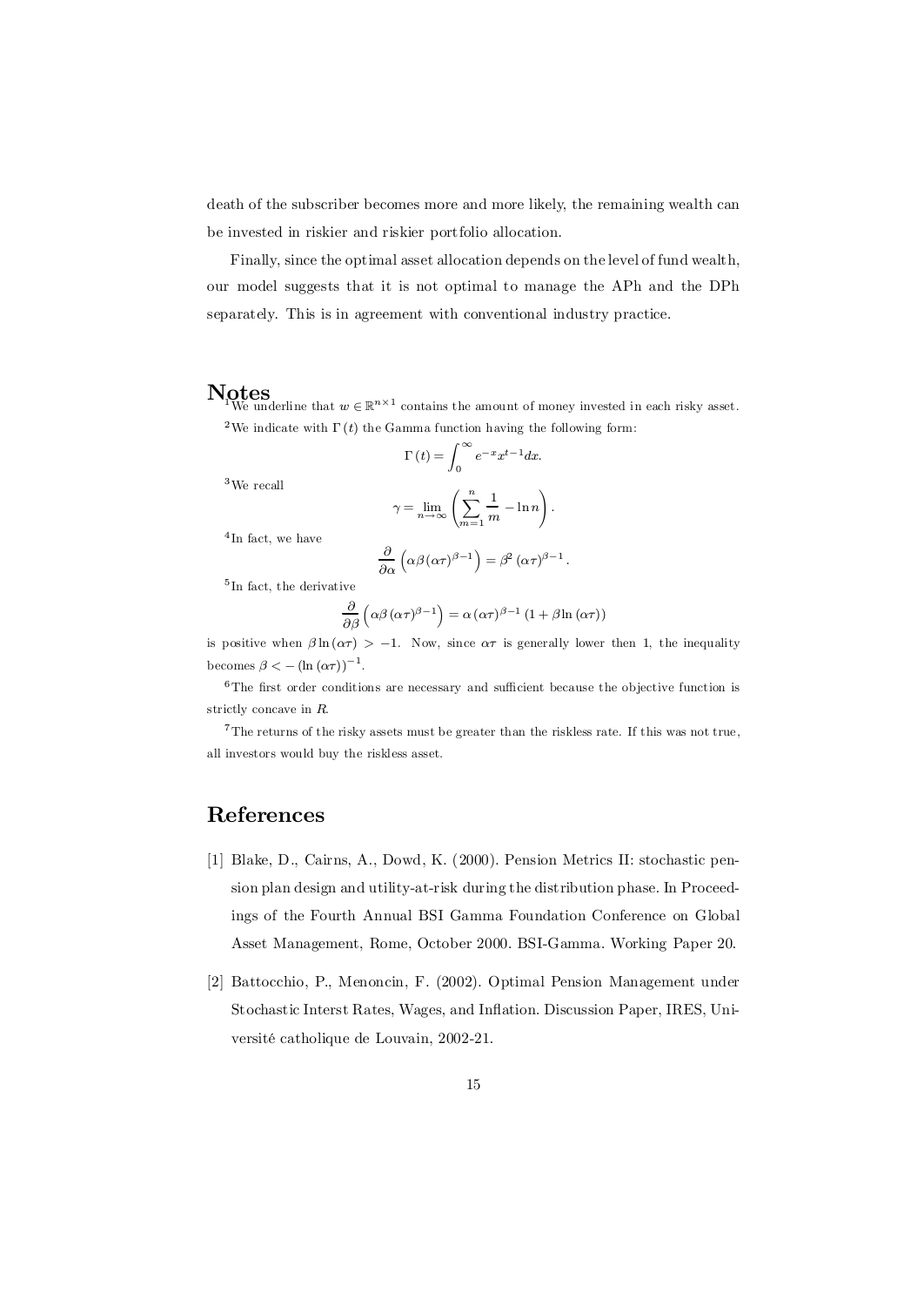death of the subscriber becomes more and more likely, the remaining wealth can be invested in riskier and riskier portfolio allocation.

Finally, since the optimal asset allocation depends on the level of fund wealth, our model suggests that it is not optimal to manage the APh and the DPh separately. This is in agreement with conventional industry practice.

## Notes

[1] We underline that $w \in \mathbb{R}^{n\times 1}$ contains the amount of money invested in each risky asset.

[2] We indicate with $\Gamma(t)$ the Gamma function having the following form:

$$\Gamma(t) = \int_0^{\infty} e^{-x} x^{t-1} dx.$$

[3] We recall

$$\gamma = \lim_{n\to\infty} \left( \sum_{m=1}^{n} \frac{1}{m} - \ln n \right).$$

[4] In fact, we have

$$\frac{\partial}{\partial \alpha} \left( \alpha\beta (\alpha\tau)^{\beta-1} \right) = \beta^2 (\alpha\tau)^{\beta-1}.$$

[5] In fact, the derivative

$$\frac{\partial}{\partial \beta} \left( \alpha\beta (\alpha\tau)^{\beta-1} \right) = \alpha (\alpha\tau)^{\beta-1} (1 + \beta \ln (\alpha\tau))$$

is positive when $\beta \ln(\alpha\tau) > -1$. Now, since $\alpha\tau$ is generally lower then 1, the inequality becomes $\beta < -(\ln(\alpha\tau))^{-1}$.

[6] The first order conditions are necessary and sufficient because the objective function is strictly concave in $R$.

[7] The returns of the risky assets must be greater than the riskless rate. If this was not true, all investors would buy the riskless asset.

## References

[1] Blake, D., Cairns, A., Dowd, K. (2000). Pension Metrics II: stochastic pension plan design and utility-at-risk during the distribution phase. In Proceedings of the Fourth Annual BSI Gamma Foundation Conference on Global Asset Management, Rome, October 2000. BSI-Gamma. Working Paper 20.

[2] Battocchio, P., Menoncin, F. (2002). Optimal Pension Management under Stochastic Interst Rates, Wages, and Inflation. Discussion Paper, IRES, Université catholique de Louvain, 2002-21.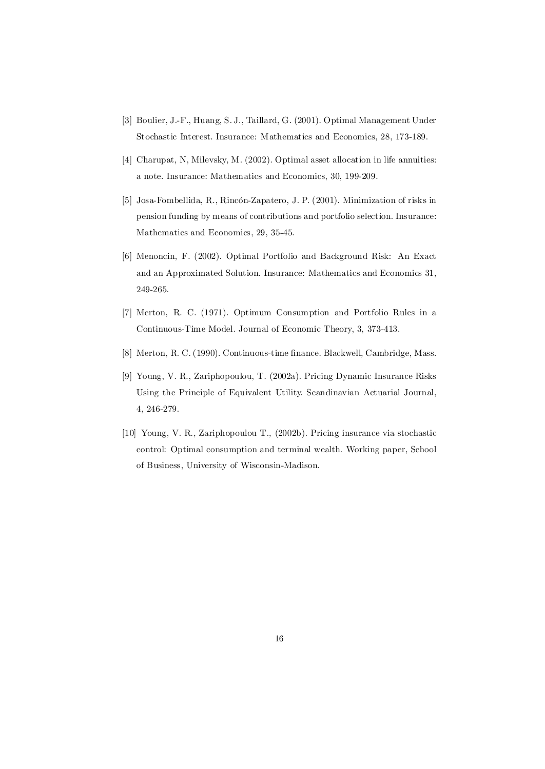[3] Boulier, J.-F., Huang, S. J., Taillard, G. (2001). Optimal Management Under Stochastic Interest. Insurance: Mathematics and Economics, 28, 173-189.

[4] Charupat, N, Milevsky, M. (2002). Optimal asset allocation in life annuities: a note. Insurance: Mathematics and Economics, 30, 199-209.

[5] Josa-Fombellida, R., Rincón-Zapatero, J. P. (2001). Minimization of risks in pension funding by means of contributions and portfolio selection. Insurance: Mathematics and Economics, 29, 35-45.

[6] Menoncin, F. (2002). Optimal Portfolio and Background Risk: An Exact and an Approximated Solution. Insurance: Mathematics and Economics 31, 249-265.

[7] Merton, R. C. (1971). Optimum Consumption and Portfolio Rules in a Continuous-Time Model. Journal of Economic Theory, 3, 373-413.

[8] Merton, R. C. (1990). Continuous-time finance. Blackwell, Cambridge, Mass.

[9] Young, V. R., Zariphopoulou, T. (2002a). Pricing Dynamic Insurance Risks Using the Principle of Equivalent Utility. Scandinavian Actuarial Journal, 4, 246-279.

[10] Young, V. R., Zariphopoulou T., (2002b). Pricing insurance via stochastic control: Optimal consumption and terminal wealth. Working paper, School of Business, University of Wisconsin-Madison.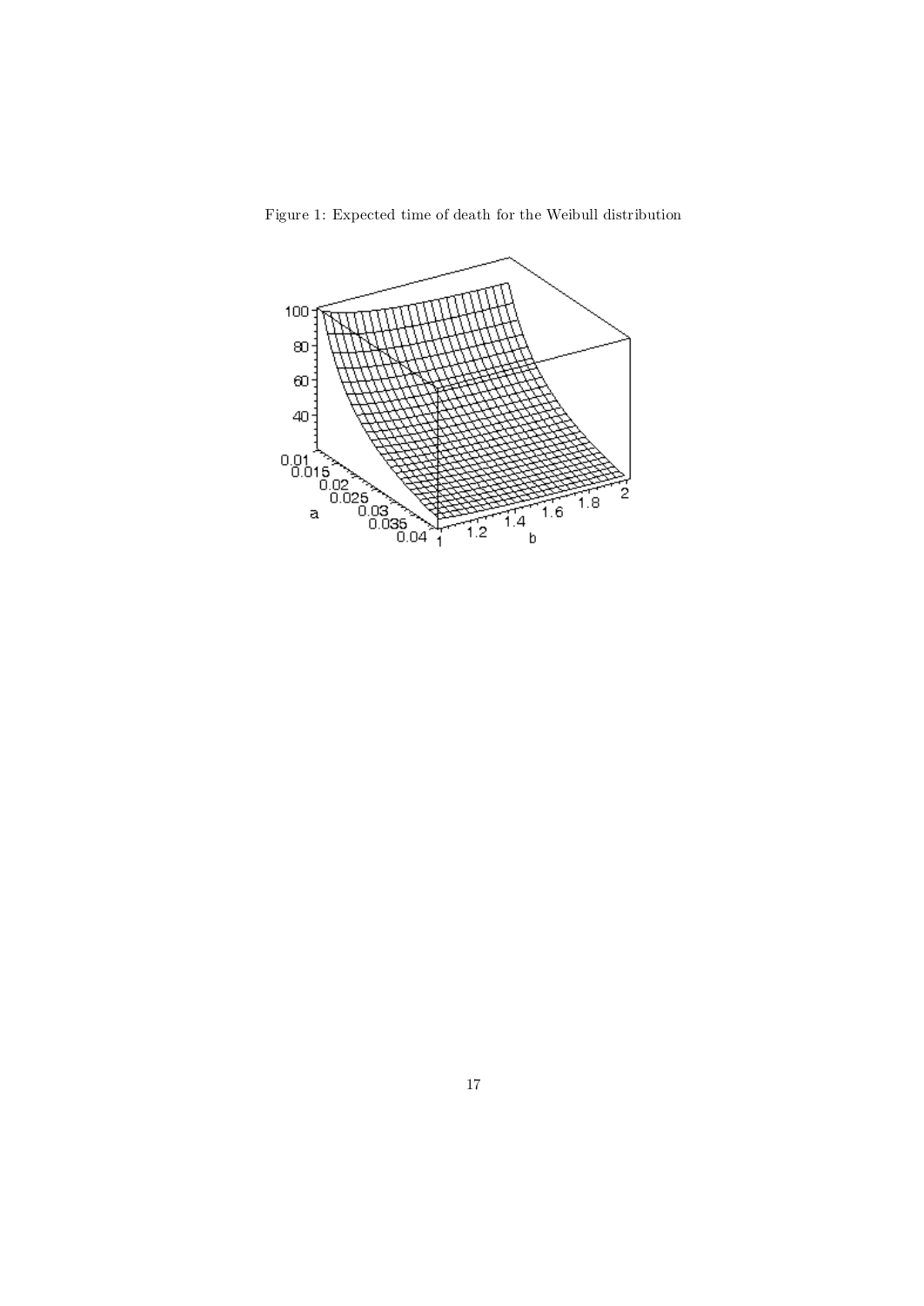Figure 1: Expected time of death for the Weibull distribution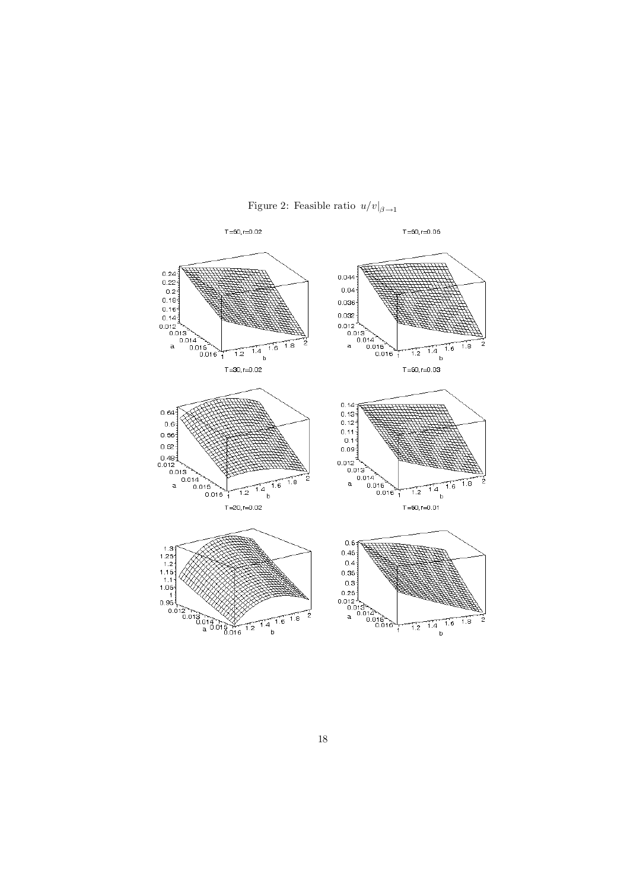Figure 2: Feasible ratio $u/v|_{\beta \to 1}$

T=50, r=0.02

T=50, r=0.05

T=30, r=0.02

T=50, r=0.03

T=20, r=0.02

T=50, r=0.01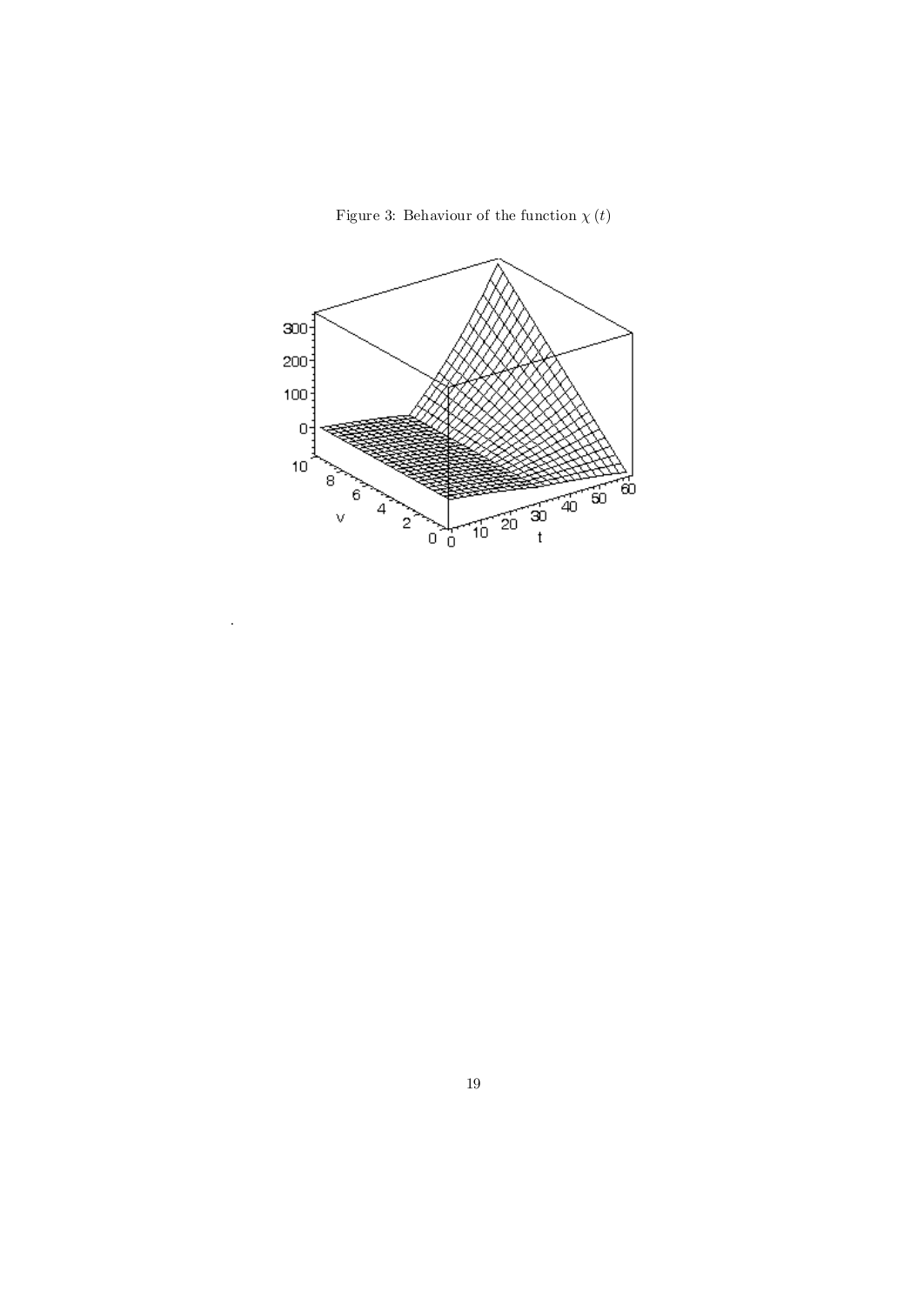Figure 3: Behaviour of the function $\chi\left(t\right)$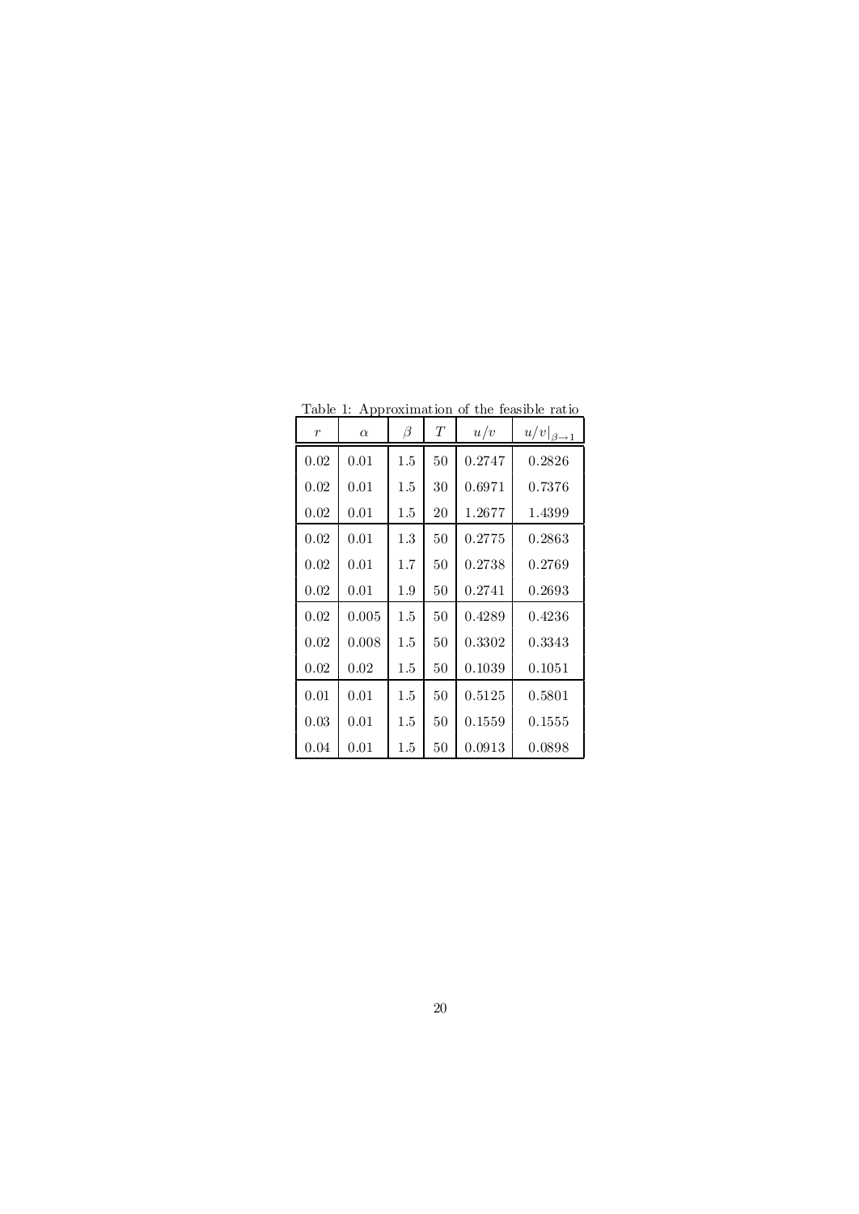Table 1: Approximation of the feasible ratio

| $r$ | $\alpha$ | $\beta$ | $T$ | $u/v$ | $u/v\|_{\beta\to 1}$ |
|---|---|---|---|---|---|
| 0.02 | 0.01 | 1.5 | 50 | 0.2747 | 0.2826 |
| 0.02 | 0.01 | 1.5 | 30 | 0.6971 | 0.7376 |
| 0.02 | 0.01 | 1.5 | 20 | 1.2677 | 1.4399 |
| 0.02 | 0.01 | 1.3 | 50 | 0.2775 | 0.2863 |
| 0.02 | 0.01 | 1.7 | 50 | 0.2738 | 0.2769 |
| 0.02 | 0.01 | 1.9 | 50 | 0.2741 | 0.2693 |
| 0.02 | 0.005 | 1.5 | 50 | 0.4289 | 0.4236 |
| 0.02 | 0.008 | 1.5 | 50 | 0.3302 | 0.3343 |
| 0.02 | 0.02 | 1.5 | 50 | 0.1039 | 0.1051 |
| 0.01 | 0.01 | 1.5 | 50 | 0.5125 | 0.5801 |
| 0.03 | 0.01 | 1.5 | 50 | 0.1559 | 0.1555 |
| 0.04 | 0.01 | 1.5 | 50 | 0.0913 | 0.0898 |